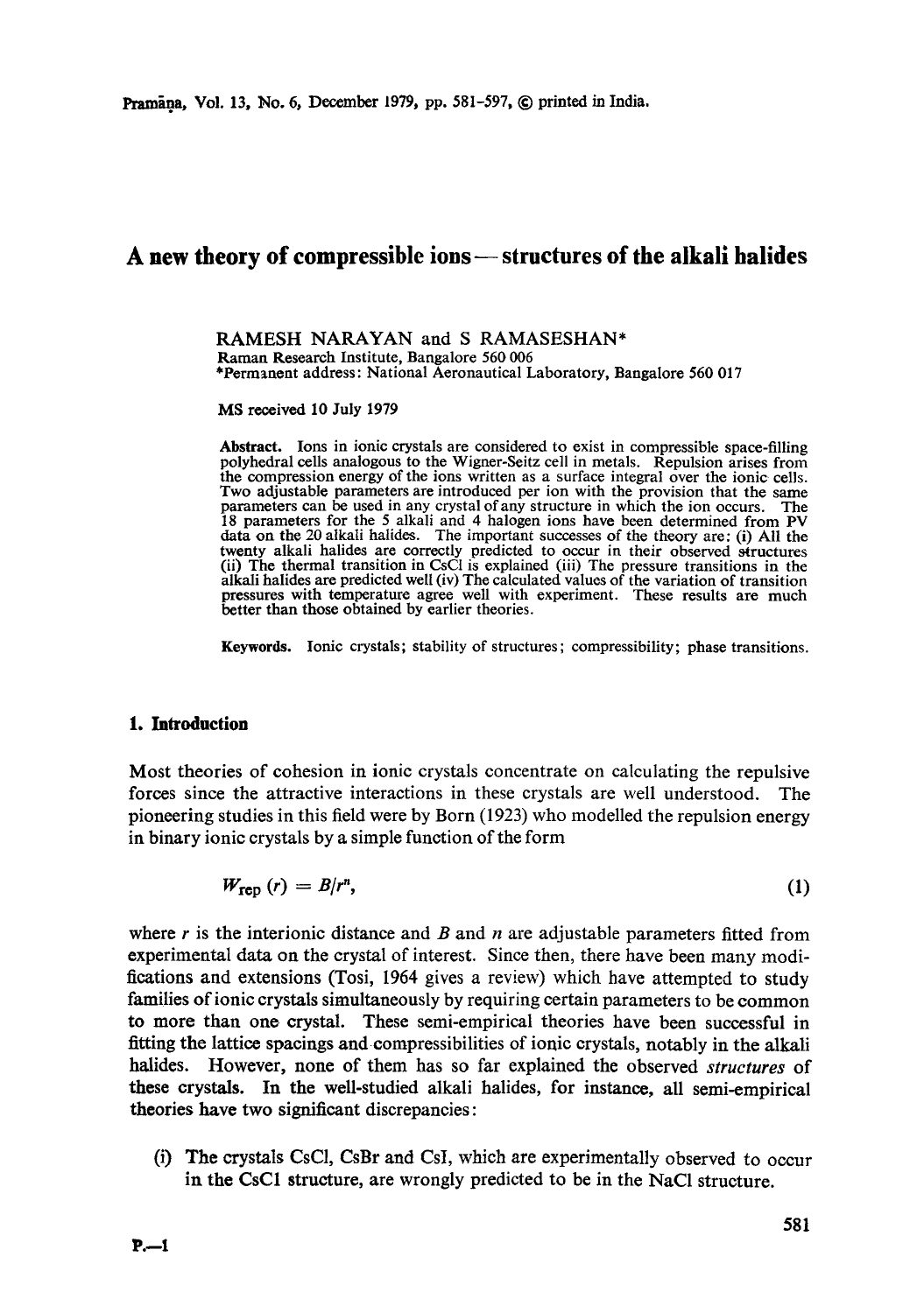# A new theory of compressible ions — structures of the alkali halides

RAMESH NARAYAN and S RAMASESHAN*

Raman Research Institute, Bangalore 560 006

*Permanent address: National Aeronautical Laboratory, Bangalore 560 017

MS received 10 July 1979

**Abstract.** Ions in ionic crystals are considered to exist in compressible space-filling polyhedral cells analogous to the Wigner-Seitz cell in metals. Repulsion arises from the compression energy of the ions written as a surface integral over the ionic cells. Two adjustable parameters are introduced per ion with the provision that the same parameters can be used in any crystal of any structure in which the ion occurs. The 18 parameters for the 5 alkali and 4 halogen ions have been determined from PV data on the 20 alkali halides. The important successes of the theory are: (i) All the twenty alkali halides are correctly predicted to occur in their observed structures (ii) The thermal transition in CsCl is explained (iii) The pressure transitions in the alkali halides are predicted well (iv) The calculated values of the variation of transition pressures with temperature agree well with experiment. These results are much better than those obtained by earlier theories.

**Keywords.** Ionic crystals; stability of structures; compressibility; phase transitions.

## 1. Introduction

Most theories of cohesion in ionic crystals concentrate on calculating the repulsive forces since the attractive interactions in these crystals are well understood. The pioneering studies in this field were by Born (1923) who modelled the repulsion energy in binary ionic crystals by a simple function of the form

$$W_{rep}(r) = B/r^n, \tag{1}$$

where $r$ is the interionic distance and $B$ and $n$ are adjustable parameters fitted from experimental data on the crystal of interest. Since then, there have been many modifications and extensions (Tosi, 1964 gives a review) which have attempted to study families of ionic crystals simultaneously by requiring certain parameters to be common to more than one crystal. These semi-empirical theories have been successful in fitting the lattice spacings and compressibilities of ionic crystals, notably in the alkali halides. However, none of them has so far explained the observed *structures* of these crystals. In the well-studied alkali halides, for instance, all semi-empirical theories have two significant discrepancies:

(i) The crystals CsCl, CsBr and CsI, which are experimentally observed to occur in the CsCl structure, are wrongly predicted to be in the NaCl structure.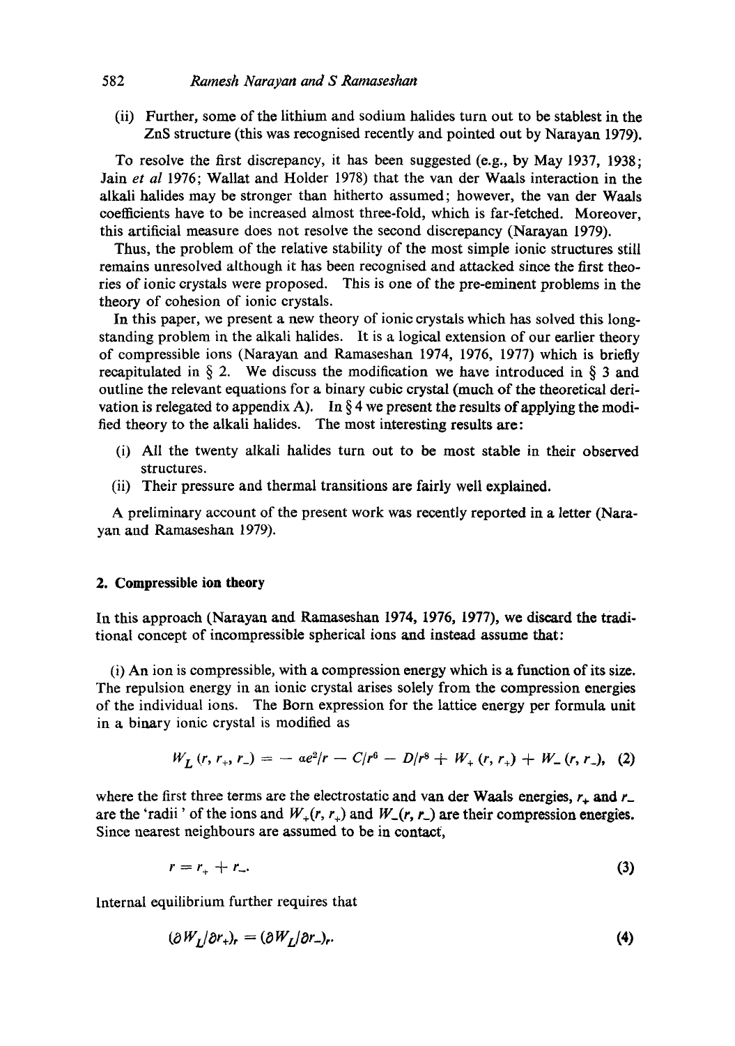(ii) Further, some of the lithium and sodium halides turn out to be stablest in the ZnS structure (this was recognised recently and pointed out by Narayan 1979).

To resolve the first discrepancy, it has been suggested (e.g., by May 1937, 1938; Jain *et al* 1976; Wallat and Holder 1978) that the van der Waals interaction in the alkali halides may be stronger than hitherto assumed; however, the van der Waals coefficients have to be increased almost three-fold, which is far-fetched. Moreover, this artificial measure does not resolve the second discrepancy (Narayan 1979).

Thus, the problem of the relative stability of the most simple ionic structures still remains unresolved although it has been recognised and attacked since the first theories of ionic crystals were proposed. This is one of the pre-eminent problems in the theory of cohesion of ionic crystals.

In this paper, we present a new theory of ionic crystals which has solved this long-standing problem in the alkali halides. It is a logical extension of our earlier theory of compressible ions (Narayan and Ramaseshan 1974, 1976, 1977) which is briefly recapitulated in § 2. We discuss the modification we have introduced in § 3 and outline the relevant equations for a binary cubic crystal (much of the theoretical derivation is relegated to appendix A). In § 4 we present the results of applying the modified theory to the alkali halides. The most interesting results are:

(i) All the twenty alkali halides turn out to be most stable in their observed structures.

(ii) Their pressure and thermal transitions are fairly well explained.

A preliminary account of the present work was recently reported in a letter (Narayan and Ramaseshan 1979).

## 2. Compressible ion theory

In this approach (Narayan and Ramaseshan 1974, 1976, 1977), we discard the traditional concept of incompressible spherical ions and instead assume that:

(i) An ion is compressible, with a compression energy which is a function of its size. The repulsion energy in an ionic crystal arises solely from the compression energies of the individual ions. The Born expression for the lattice energy per formula unit in a binary ionic crystal is modified as

$$W_L(r, r_+, r_-) = -\alpha e^2/r - C/r^6 - D/r^8 + W_+(r, r_+) + W_-(r, r_-), \quad (2)$$

where the first three terms are the electrostatic and van der Waals energies, $r_+$ and $r_-$ are the 'radii' of the ions and $W_+(r, r_+)$ and $W_-(r, r_-)$ are their compression energies. Since nearest neighbours are assumed to be in contact,

$$r = r_+ + r_-. \quad (3)$$

Internal equilibrium further requires that

$$(\partial W_L/\partial r_+)_r = (\partial W_L/\partial r_-)_r. \quad (4)$$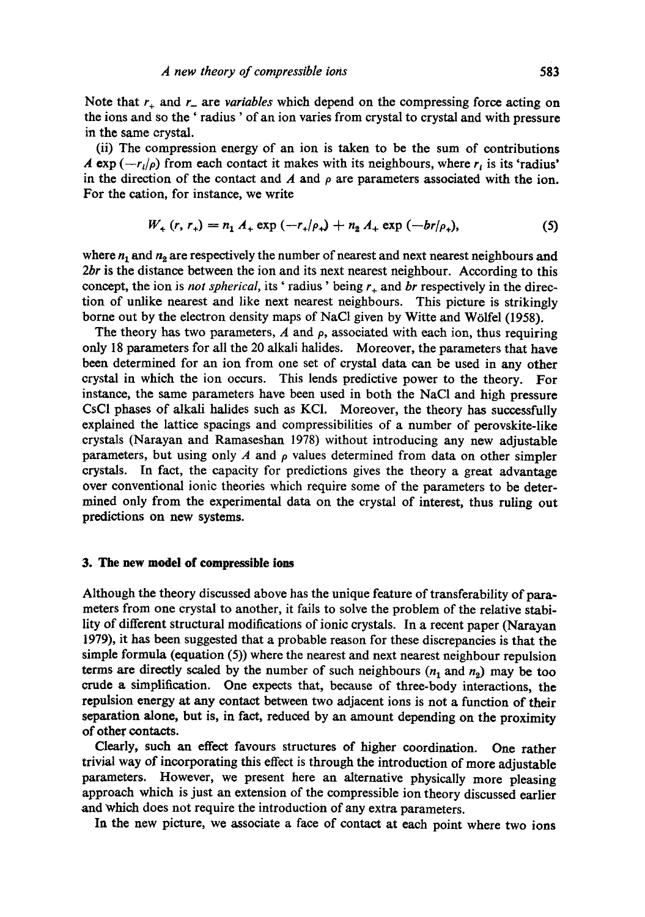Note that $r_+$ and $r_-$ are *variables* which depend on the compressing force acting on the ions and so the ' radius ' of an ion varies from crystal to crystal and with pressure in the same crystal.

(ii) The compression energy of an ion is taken to be the sum of contributions $A \exp(-r_i/\rho)$ from each contact it makes with its neighbours, where $r_i$ is its 'radius' in the direction of the contact and $A$ and $\rho$ are parameters associated with the ion. For the cation, for instance, we write

$$W_+(r, r_+) = n_1 A_+ \exp(-r_+/\rho_+) + n_2 A_+ \exp(-br/\rho_+), \tag{5}$$

where $n_1$ and $n_2$ are respectively the number of nearest and next nearest neighbours and $2br$ is the distance between the ion and its next nearest neighbour. According to this concept, the ion is *not spherical*, its ' radius ' being $r_+$ and $br$ respectively in the direction of unlike nearest and like next nearest neighbours. This picture is strikingly borne out by the electron density maps of NaCl given by Witte and Wölfel (1958).

The theory has two parameters, $A$ and $\rho$, associated with each ion, thus requiring only 18 parameters for all the 20 alkali halides. Moreover, the parameters that have been determined for an ion from one set of crystal data can be used in any other crystal in which the ion occurs. This lends predictive power to the theory. For instance, the same parameters have been used in both the NaCl and high pressure CsCl phases of alkali halides such as KCl. Moreover, the theory has successfully explained the lattice spacings and compressibilities of a number of perovskite-like crystals (Narayan and Ramaseshan 1978) without introducing any new adjustable parameters, but using only $A$ and $\rho$ values determined from data on other simpler crystals. In fact, the capacity for predictions gives the theory a great advantage over conventional ionic theories which require some of the parameters to be determined only from the experimental data on the crystal of interest, thus ruling out predictions on new systems.

## 3. The new model of compressible ions

Although the theory discussed above has the unique feature of transferability of parameters from one crystal to another, it fails to solve the problem of the relative stability of different structural modifications of ionic crystals. In a recent paper (Narayan 1979), it has been suggested that a probable reason for these discrepancies is that the simple formula (equation (5)) where the nearest and next nearest neighbour repulsion terms are directly scaled by the number of such neighbours ($n_1$ and $n_2$) may be too crude a simplification. One expects that, because of three-body interactions, the repulsion energy at any contact between two adjacent ions is not a function of their separation alone, but is, in fact, reduced by an amount depending on the proximity of other contacts.

Clearly, such an effect favours structures of higher coordination. One rather trivial way of incorporating this effect is through the introduction of more adjustable parameters. However, we present here an alternative physically more pleasing approach which is just an extension of the compressible ion theory discussed earlier and which does not require the introduction of any extra parameters.

In the new picture, we associate a face of contact at each point where two ions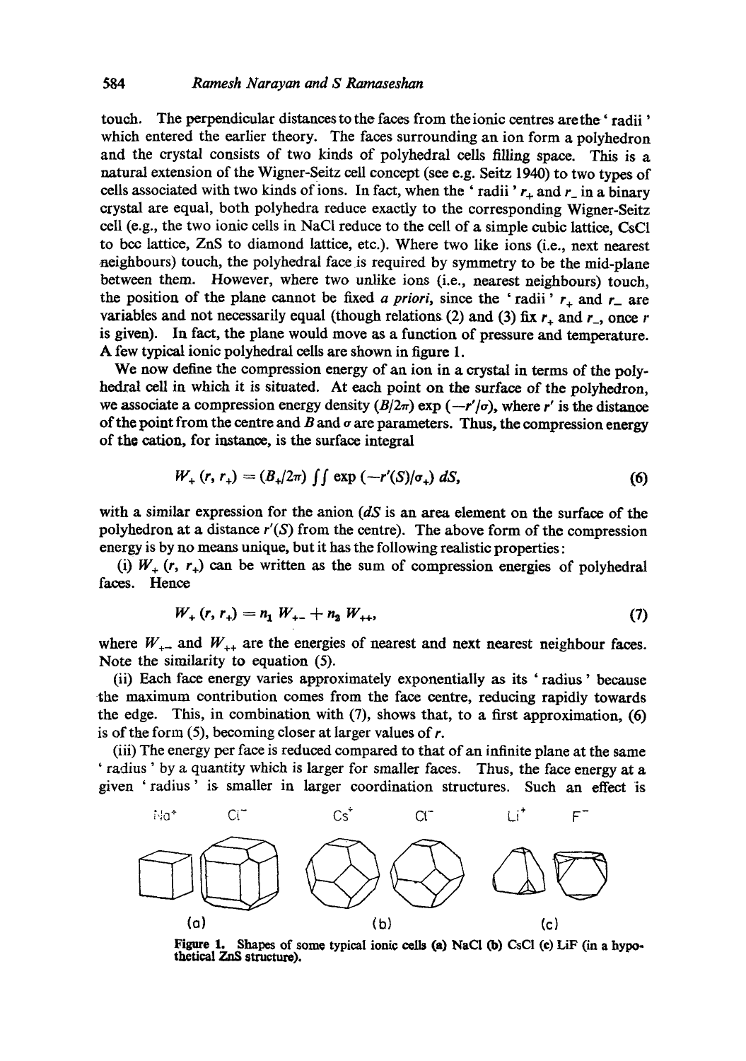touch. The perpendicular distances to the faces from the ionic centres are the 'radii' which entered the earlier theory. The faces surrounding an ion form a polyhedron and the crystal consists of two kinds of polyhedral cells filling space. This is a natural extension of the Wigner-Seitz cell concept (see e.g. Seitz 1940) to two types of cells associated with two kinds of ions. In fact, when the 'radii' $r_+$ and $r_-$ in a binary crystal are equal, both polyhedra reduce exactly to the corresponding Wigner-Seitz cell (e.g., the two ionic cells in NaCl reduce to the cell of a simple cubic lattice, CsCl to bcc lattice, ZnS to diamond lattice, etc.). Where two like ions (i.e., next nearest neighbours) touch, the polyhedral face is required by symmetry to be the mid-plane between them. However, where two unlike ions (i.e., nearest neighbours) touch, the position of the plane cannot be fixed *a priori*, since the 'radii' $r_+$ and $r_-$ are variables and not necessarily equal (though relations (2) and (3) fix $r_+$ and $r_-$, once $r$ is given). In fact, the plane would move as a function of pressure and temperature. A few typical ionic polyhedral cells are shown in figure 1.

We now define the compression energy of an ion in a crystal in terms of the polyhedral cell in which it is situated. At each point on the surface of the polyhedron, we associate a compression energy density $(B/2\pi) \exp(-r'/\sigma)$, where $r'$ is the distance of the point from the centre and $B$ and $\sigma$ are parameters. Thus, the compression energy of the cation, for instance, is the surface integral

$$W_+(r, r_+) = (B_+/2\pi) \iint \exp(-r'(S)/\sigma_+) \, dS, \tag{6}$$

with a similar expression for the anion ($dS$ is an area element on the surface of the polyhedron at a distance $r'(S)$ from the centre). The above form of the compression energy is by no means unique, but it has the following realistic properties:

(i) $W_+(r, r_+)$ can be written as the sum of compression energies of polyhedral faces. Hence

$$W_+(r, r_+) = n_1 W_{+-} + n_2 W_{++}, \tag{7}$$

where $W_{+-}$ and $W_{++}$ are the energies of nearest and next nearest neighbour faces. Note the similarity to equation (5).

(ii) Each face energy varies approximately exponentially as its 'radius' because the maximum contribution comes from the face centre, reducing rapidly towards the edge. This, in combination with (7), shows that, to a first approximation, (6) is of the form (5), becoming closer at larger values of $r$.

(iii) The energy per face is reduced compared to that of an infinite plane at the same 'radius' by a quantity which is larger for smaller faces. Thus, the face energy at a given 'radius' is smaller in larger coordination structures. Such an effect is

$Na^+$ $Cl^-$ $Cs^+$ $Cl^-$ $Li^+$ $F^-$

(a) (b) (c)

**Figure 1.** Shapes of some typical ionic cells (a) NaCl (b) CsCl (c) LiF (in a hypothetical ZnS structure).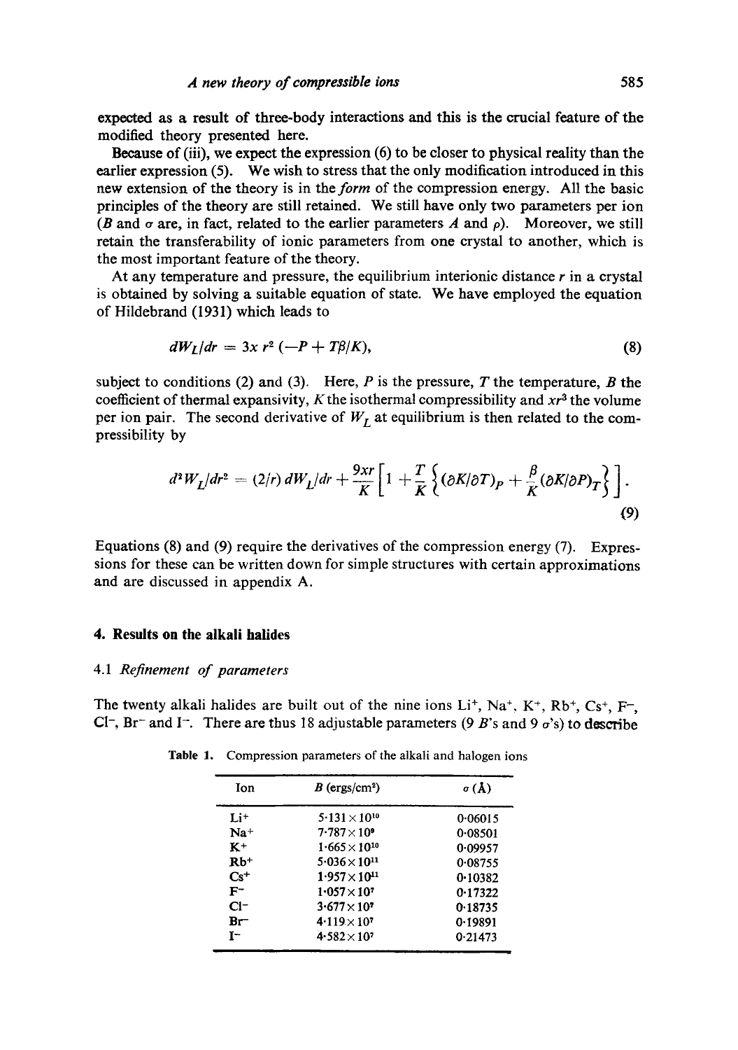expected as a result of three-body interactions and this is the crucial feature of the modified theory presented here.

Because of (iii), we expect the expression (6) to be closer to physical reality than the earlier expression (5). We wish to stress that the only modification introduced in this new extension of the theory is in the *form* of the compression energy. All the basic principles of the theory are still retained. We still have only two parameters per ion ($B$ and $\sigma$ are, in fact, related to the earlier parameters $A$ and $\rho$). Moreover, we still retain the transferability of ionic parameters from one crystal to another, which is the most important feature of the theory.

At any temperature and pressure, the equilibrium interionic distance $r$ in a crystal is obtained by solving a suitable equation of state. We have employed the equation of Hildebrand (1931) which leads to

$$dW_L/dr = 3x\, r^2\, (-P + T\beta/K), \tag{8}$$

subject to conditions (2) and (3). Here, $P$ is the pressure, $T$ the temperature, $B$ the coefficient of thermal expansivity, $K$ the isothermal compressibility and $xr^3$ the volume per ion pair. The second derivative of $W_L$ at equilibrium is then related to the compressibility by

$$d^2W_L/dr^2 = (2/r)\, dW_L/dr + \frac{9xr}{K}\left[1 + \frac{T}{K}\left\{(\partial K/\partial T)_P + \frac{\beta}{K}(\partial K/\partial P)_T\right\}\right]. \tag{9}$$

Equations (8) and (9) require the derivatives of the compression energy (7). Expressions for these can be written down for simple structures with certain approximations and are discussed in appendix A.

## 4. Results on the alkali halides

### 4.1 *Refinement of parameters*

The twenty alkali halides are built out of the nine ions $Li^+$, $Na^+$, $K^+$, $Rb^+$, $Cs^+$, $F^-$, $Cl^-$, $Br^-$ and $I^-$. There are thus 18 adjustable parameters (9 $B$'s and 9 $\sigma$'s) to describe

**Table 1.** Compression parameters of the alkali and halogen ions

| Ion | $B$ (ergs/cm$^2$) | $\sigma$ (Å) |
|---|---|---|
| $Li^+$ | $5{\cdot}131\times10^{10}$ | 0·06015 |
| $Na^+$ | $7{\cdot}787\times10^{9}$ | 0·08501 |
| $K^+$ | $1{\cdot}665\times10^{10}$ | 0·09957 |
| $Rb^+$ | $5{\cdot}036\times10^{11}$ | 0·08755 |
| $Cs^+$ | $1{\cdot}957\times10^{11}$ | 0·10382 |
| $F^-$ | $1{\cdot}057\times10^{7}$ | 0·17322 |
| $Cl^-$ | $3{\cdot}677\times10^{7}$ | 0·18735 |
| $Br^-$ | $4{\cdot}119\times10^{7}$ | 0·19891 |
| $I^-$ | $4{\cdot}582\times10^{7}$ | 0·21473 |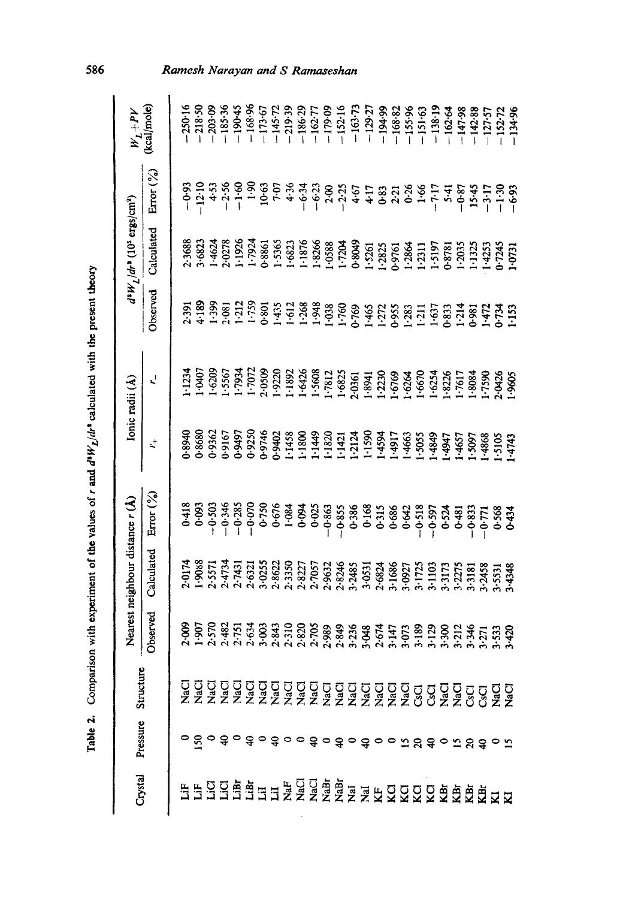**Table 2.** Comparison with experiment of the values of $r$ and $d^2W_L/dr^2$ calculated with the present theory

| Crystal | Pressure | Structure | Nearest neighbour distance $r$ (Å) | | | Ionic radii (Å) | | $d^2W_L/dr^2$ ($10^5$ ergs/cm$^2$) | | | $W_L+PV$ (kcal/mole) |
|---|---|---|---|---|---|---|---|---|---|---|---|
| | | | Observed | Calculated | Error (%) | $r_+$ | $r_-$ | Observed | Calculated | Error (%) | |
| LiF | 0 | NaCl | 2·009 | 2·0174 | 0·418 | 0·8940 | 1·1234 | 2·391 | 2·3688 | −0·93 | −250·16 |
| LiF | 150 | NaCl | 1·907 | 1·9088 | 0·093 | 0·8680 | 1·0407 | 4·189 | 3·6823 | −12·10 | −218·50 |
| LiCl | 0 | NaCl | 2·570 | 2·5571 | −0·503 | 0·9362 | 1·6209 | 1·399 | 1·4624 | 4·53 | −203·09 |
| LiCl | 40 | NaCl | 2·482 | 2·4734 | −0·346 | 0·9167 | 1·5567 | 2·081 | 2·0278 | −2·56 | −185·36 |
| LiBr | 0 | NaCl | 2·751 | 2·7431 | −0·285 | 0·9497 | 1·7934 | 1·212 | 1·1926 | −1·60 | −190·45 |
| LiBr | 40 | NaCl | 2·634 | 2·6321 | −0·070 | 0·9250 | 1·7072 | 1·759 | 1·7924 | 1·90 | −168·96 |
| LiI | 0 | NaCl | 3·003 | 3·0255 | 0·750 | 0·9746 | 2·0509 | 0·801 | 0·8861 | 10·63 | −173·67 |
| LiI | 40 | NaCl | 2·843 | 2·8622 | 0·676 | 0·9402 | 1·9220 | 1·435 | 1·5365 | 7·07 | −145·72 |
| NaF | 0 | NaCl | 2·310 | 2·3350 | 1·084 | 1·1458 | 1·1892 | 1·612 | 1·6823 | 4·36 | −219·39 |
| NaCl | 0 | NaCl | 2·820 | 2·8227 | 0·094 | 1·1800 | 1·6426 | 1·268 | 1·1876 | −6·34 | −186·29 |
| NaCl | 40 | NaCl | 2·705 | 2·7057 | 0·025 | 1·1449 | 1·5608 | 1·948 | 1·8266 | −6·23 | −162·77 |
| NaBr | 0 | NaCl | 2·989 | 2·9632 | −0·863 | 1·1820 | 1·7812 | 1·038 | 1·0588 | 2·00 | −179·09 |
| NaBr | 40 | NaCl | 2·849 | 2·8246 | −0·855 | 1·1421 | 1·6825 | 1·760 | 1·7204 | −2·25 | −152·16 |
| NaI | 0 | NaCl | 3·236 | 3·2485 | 0·386 | 1·2124 | 2·0361 | 0·769 | 0·8049 | 4·67 | −163·73 |
| NaI | 40 | NaCl | 3·048 | 3·0531 | 0·168 | 1·1590 | 1·8941 | 1·465 | 1·5261 | 4·17 | −129·27 |
| KF | 0 | NaCl | 2·674 | 2·6824 | 0·315 | 1·4594 | 1·2230 | 1·272 | 1·2825 | 0·83 | −194·99 |
| KCl | 0 | NaCl | 3·147 | 3·1686 | 0·686 | 1·4917 | 1·6769 | 0·955 | 0·9761 | 2·21 | −168·82 |
| KCl | 15 | NaCl | 3·073 | 3·0927 | 0·642 | 1·4663 | 1·6264 | 1·283 | 1·2864 | 0·26 | −155·96 |
| KCl | 20 | CsCl | 3·189 | 3·1725 | −0·518 | 1·5055 | 1·6670 | 1·211 | 1·2311 | 1·66 | −151·63 |
| KCl | 40 | CsCl | 3·129 | 3·1103 | −0·597 | 1·4849 | 1·6254 | 1·637 | 1·5197 | −7·17 | −138·19 |
| KBr | 0 | NaCl | 3·300 | 3·3173 | 0·524 | 1·4947 | 1·8226 | 0·833 | 0·8781 | 5·41 | −162·64 |
| KBr | 15 | NaCl | 3·212 | 3·2275 | 0·481 | 1·4657 | 1·7617 | 1·214 | 1·2035 | −0·87 | −147·98 |
| KBr | 20 | CsCl | 3·346 | 3·3181 | −0·833 | 1·5097 | 1·8084 | 0·981 | 1·1325 | 15·45 | −142·88 |
| KBr | 40 | CsCl | 3·271 | 3·2458 | −0·771 | 1·4868 | 1·7590 | 1·472 | 1·4253 | −3·17 | −127·57 |
| KI | 0 | NaCl | 3·533 | 3·5531 | 0·568 | 1·5105 | 2·0426 | 0·734 | 0·7245 | −1·30 | −152·72 |
| KI | 15 | NaCl | 3·420 | 3·4348 | 0·434 | 1·4743 | 1·9605 | 1·153 | 1·0731 | −6·93 | −134·96 |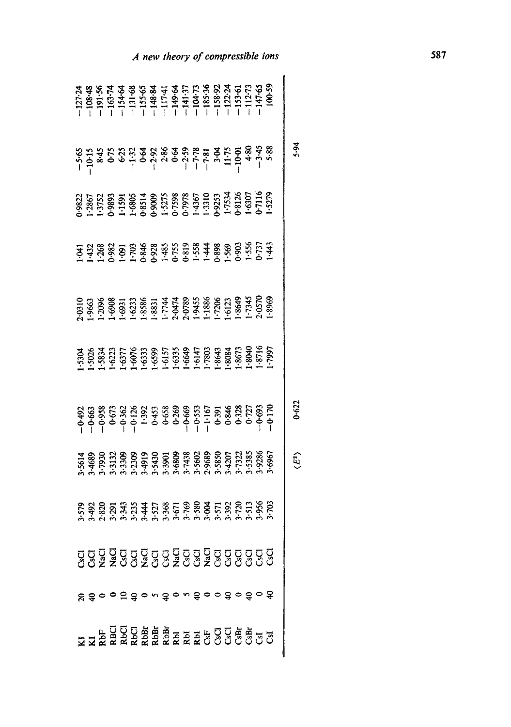| | | | | | | | | | | | |
|---|---|---|---|---|---|---|---|---|---|---|---|
| KI | 20 | CsCl | 3·579 | 3·5614 | −0·492 | 1·5304 | 2·0310 | 1·041 | 0·9822 | −5·65 | −127·24 |
| KI | 40 | CsCl | 3·492 | 3·4689 | −0·663 | 1·5026 | 1·9663 | 1·432 | 1·2867 | −10·15 | −108·48 |
| RbF | 0 | NaCl | 2·820 | 2·7930 | −0·958 | 1·5834 | 1·2096 | 1·268 | 1·3752 | 8·45 | −191·56 |
| RBCl | 0 | NaCl | 3·291 | 3·3132 | 0·673 | 1·6223 | 1·6908 | 0·982 | 0·9893 | 0·75 | −163·74 |
| RbCl | 10 | CsCl | 3·343 | 3·3309 | −0·362 | 1·6377 | 1·6931 | 1·091 | 1·1591 | 6·25 | −154·64 |
| RbCl | 40 | CsCl | 3·235 | 3·2309 | −0·126 | 1·6076 | 1·6233 | 1·703 | 1·6805 | −1·32 | −131·68 |
| RbBr | 0 | NaCl | 3·444 | 3·4919 | 1·392 | 1·6333 | 1·8586 | 0·846 | 0·8514 | 0·64 | −155·65 |
| RbBr | 5 | CsCl | 3·527 | 3·5430 | 0·453 | 1·6599 | 1·8831 | 0·928 | 0·9009 | −2·92 | −148·84 |
| RbBr | 40 | CsCl | 3·368 | 3·3901 | 0·658 | 1·6157 | 1·7744 | 1·485 | 1·5275 | 2·86 | −117·41 |
| RbI | 0 | NaCl | 3·671 | 3·6809 | 0·269 | 1·6335 | 2·0474 | 0·755 | 0·7598 | 0·64 | −149·64 |
| RbI | 5 | CsCl | 3·769 | 3·7438 | −0·669 | 1·6649 | 2·0789 | 0·819 | 0·7978 | −2·59 | −141·37 |
| RbI | 40 | CsCl | 3·580 | 3·5602 | −0·553 | 1·6147 | 1·9455 | 1·558 | 1·4367 | −7·78 | −104·73 |
| CsF | 0 | NaCl | 3·004 | 2·9689 | −1·167 | 1·7803 | 1·1886 | 1·444 | 1·3310 | −7·81 | −185·36 |
| CsCl | 0 | CsCl | 3·571 | 3·5850 | 0·391 | 1·8643 | 1·7206 | 0·898 | 0·9253 | 3·04 | −158·92 |
| CsCl | 40 | CsCl | 3·392 | 3·4207 | 0·846 | 1·8084 | 1·6123 | 1·569 | 1·7534 | 11·75 | −122·24 |
| CsBr | 0 | CsCl | 3·720 | 3·7322 | 0·328 | 1·8673 | 1·8649 | 0·903 | 0·8126 | −10·01 | −153·61 |
| CsBr | 40 | CsCl | 3·513 | 3·5385 | 0·727 | 1·8040 | 1·7345 | 1·556 | 1·6307 | 4·80 | −112·73 |
| CsI | 0 | CsCl | 3·956 | 3·9286 | −0·693 | 1·8716 | 2·0570 | 0·737 | 0·7116 | −3·45 | −147·65 |
| CsI | 40 | CsCl | 3·703 | 3·6967 | −0·170 | 1·7997 | 1·8969 | 1·443 | 1·5279 | 5·88 | −100·59 |
| | | | | $\langle E^2 \rangle$ | 0·622 | | | | | 5·94 | |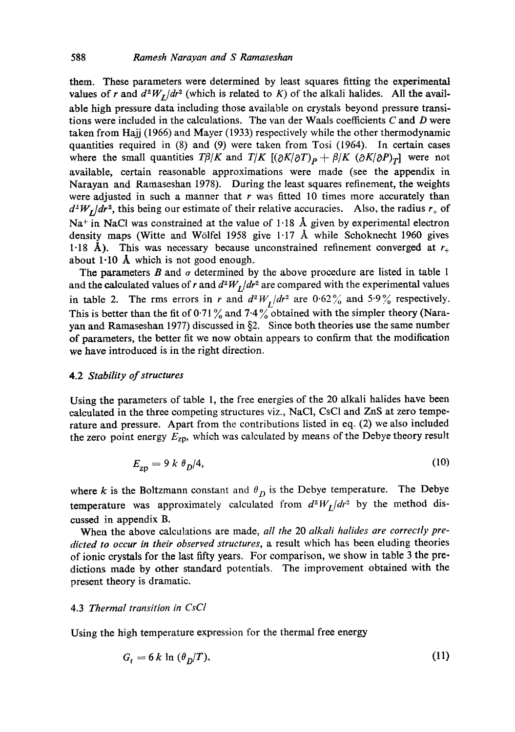them. These parameters were determined by least squares fitting the experimental values of $r$ and $d^2W_L/dr^2$ (which is related to $K$) of the alkali halides. All the available high pressure data including those available on crystals beyond pressure transitions were included in the calculations. The van der Waals coefficients $C$ and $D$ were taken from Hajj (1966) and Mayer (1933) respectively while the other thermodynamic quantities required in (8) and (9) were taken from Tosi (1964). In certain cases where the small quantities $T\beta/K$ and $T/K\ [(\partial K/\partial T)_P + \beta/K\ (\partial K/\partial P)_T]$ were not available, certain reasonable approximations were made (see the appendix in Narayan and Ramaseshan 1978). During the least squares refinement, the weights were adjusted in such a manner that $r$ was fitted 10 times more accurately than $d^2W_L/dr^2$, this being our estimate of their relative accuracies. Also, the radius $r_+$ of $Na^+$ in NaCl was constrained at the value of 1·18 Å given by experimental electron density maps (Witte and Wölfel 1958 give 1·17 Å while Schoknecht 1960 gives 1·18 Å). This was necessary because unconstrained refinement converged at $r_+$ about 1·10 Å which is not good enough.

The parameters $B$ and $\sigma$ determined by the above procedure are listed in table 1 and the calculated values of $r$ and $d^2W_L/dr^2$ are compared with the experimental values in table 2. The rms errors in $r$ and $d^2W_L/dr^2$ are 0·62% and 5·9% respectively. This is better than the fit of 0·71% and 7·4% obtained with the simpler theory (Narayan and Ramaseshan 1977) discussed in §2. Since both theories use the same number of parameters, the better fit we now obtain appears to confirm that the modification we have introduced is in the right direction.

### 4.2 *Stability of structures*

Using the parameters of table 1, the free energies of the 20 alkali halides have been calculated in the three competing structures viz., NaCl, CsCl and ZnS at zero temperature and pressure. Apart from the contributions listed in eq. (2) we also included the zero point energy $E_{zp}$, which was calculated by means of the Debye theory result

$$E_{zp} = 9\,k\,\theta_D/4, \tag{10}$$

where $k$ is the Boltzmann constant and $\theta_D$ is the Debye temperature. The Debye temperature was approximately calculated from $d^2W_L/dr^2$ by the method discussed in appendix B.

When the above calculations are made, *all the 20 alkali halides are correctly predicted to occur in their observed structures*, a result which has been eluding theories of ionic crystals for the last fifty years. For comparison, we show in table 3 the predictions made by other standard potentials. The improvement obtained with the present theory is dramatic.

### 4.3 *Thermal transition in CsCl*

Using the high temperature expression for the thermal free energy

$$G_t = 6\,k\,\ln\,(\theta_D/T), \tag{11}$$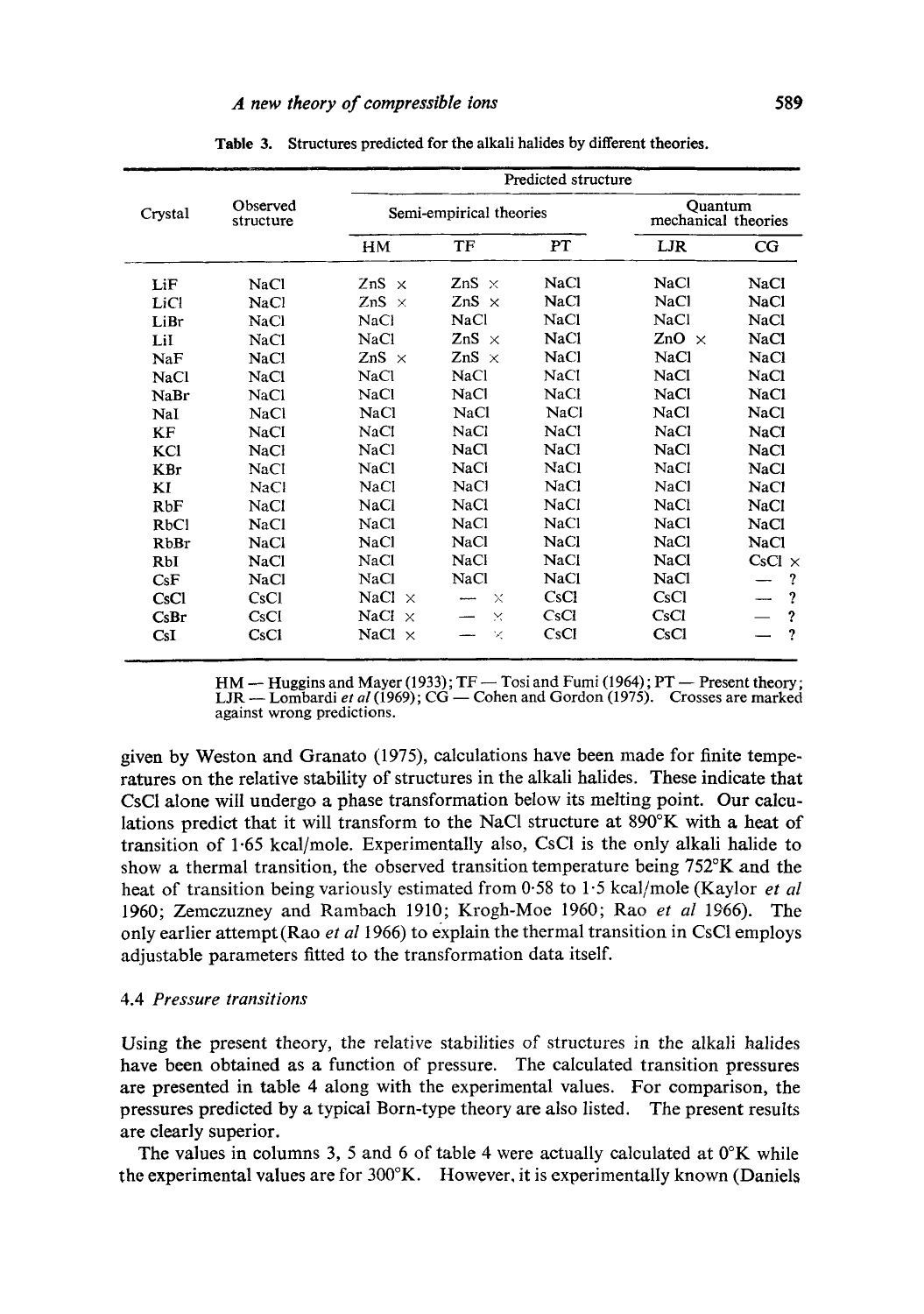**Table 3.** Structures predicted for the alkali halides by different theories.

| Crystal | Observed structure | Predicted structure | | | | |
|---|---|---|---|---|---|---|
| | | Semi-empirical theories | | | Quantum mechanical theories | |
| | | HM | TF | PT | LJR | CG |
| LiF | NaCl | ZnS × | ZnS × | NaCl | NaCl | NaCl |
| LiCl | NaCl | ZnS × | ZnS × | NaCl | NaCl | NaCl |
| LiBr | NaCl | NaCl | NaCl | NaCl | NaCl | NaCl |
| LiI | NaCl | NaCl | ZnS × | NaCl | ZnO × | NaCl |
| NaF | NaCl | ZnS × | ZnS × | NaCl | NaCl | NaCl |
| NaCl | NaCl | NaCl | NaCl | NaCl | NaCl | NaCl |
| NaBr | NaCl | NaCl | NaCl | NaCl | NaCl | NaCl |
| NaI | NaCl | NaCl | NaCl | NaCl | NaCl | NaCl |
| KF | NaCl | NaCl | NaCl | NaCl | NaCl | NaCl |
| KCl | NaCl | NaCl | NaCl | NaCl | NaCl | NaCl |
| KBr | NaCl | NaCl | NaCl | NaCl | NaCl | NaCl |
| KI | NaCl | NaCl | NaCl | NaCl | NaCl | NaCl |
| RbF | NaCl | NaCl | NaCl | NaCl | NaCl | NaCl |
| RbCl | NaCl | NaCl | NaCl | NaCl | NaCl | NaCl |
| RbBr | NaCl | NaCl | NaCl | NaCl | NaCl | NaCl |
| RbI | NaCl | NaCl | NaCl | NaCl | NaCl | CsCl × |
| CsF | NaCl | NaCl | NaCl | NaCl | NaCl | — ? |
| CsCl | CsCl | NaCl × | — × | CsCl | CsCl | — ? |
| CsBr | CsCl | NaCl × | — × | CsCl | CsCl | — ? |
| CsI | CsCl | NaCl × | — × | CsCl | CsCl | — ? |

HM — Huggins and Mayer (1933); TF — Tosi and Fumi (1964); PT — Present theory; LJR — Lombardi *et al* (1969); CG — Cohen and Gordon (1975). Crosses are marked against wrong predictions.

given by Weston and Granato (1975), calculations have been made for finite temperatures on the relative stability of structures in the alkali halides. These indicate that CsCl alone will undergo a phase transformation below its melting point. Our calculations predict that it will transform to the NaCl structure at 890°K with a heat of transition of 1·65 kcal/mole. Experimentally also, CsCl is the only alkali halide to show a thermal transition, the observed transition temperature being 752°K and the heat of transition being variously estimated from 0·58 to 1·5 kcal/mole (Kaylor *et al* 1960; Zemczuzney and Rambach 1910; Krogh-Moe 1960; Rao *et al* 1966). The only earlier attempt (Rao *et al* 1966) to explain the thermal transition in CsCl employs adjustable parameters fitted to the transformation data itself.

#### 4.4 *Pressure transitions*

Using the present theory, the relative stabilities of structures in the alkali halides have been obtained as a function of pressure. The calculated transition pressures are presented in table 4 along with the experimental values. For comparison, the pressures predicted by a typical Born-type theory are also listed. The present results are clearly superior.

The values in columns 3, 5 and 6 of table 4 were actually calculated at 0°K while the experimental values are for 300°K. However, it is experimentally known (Daniels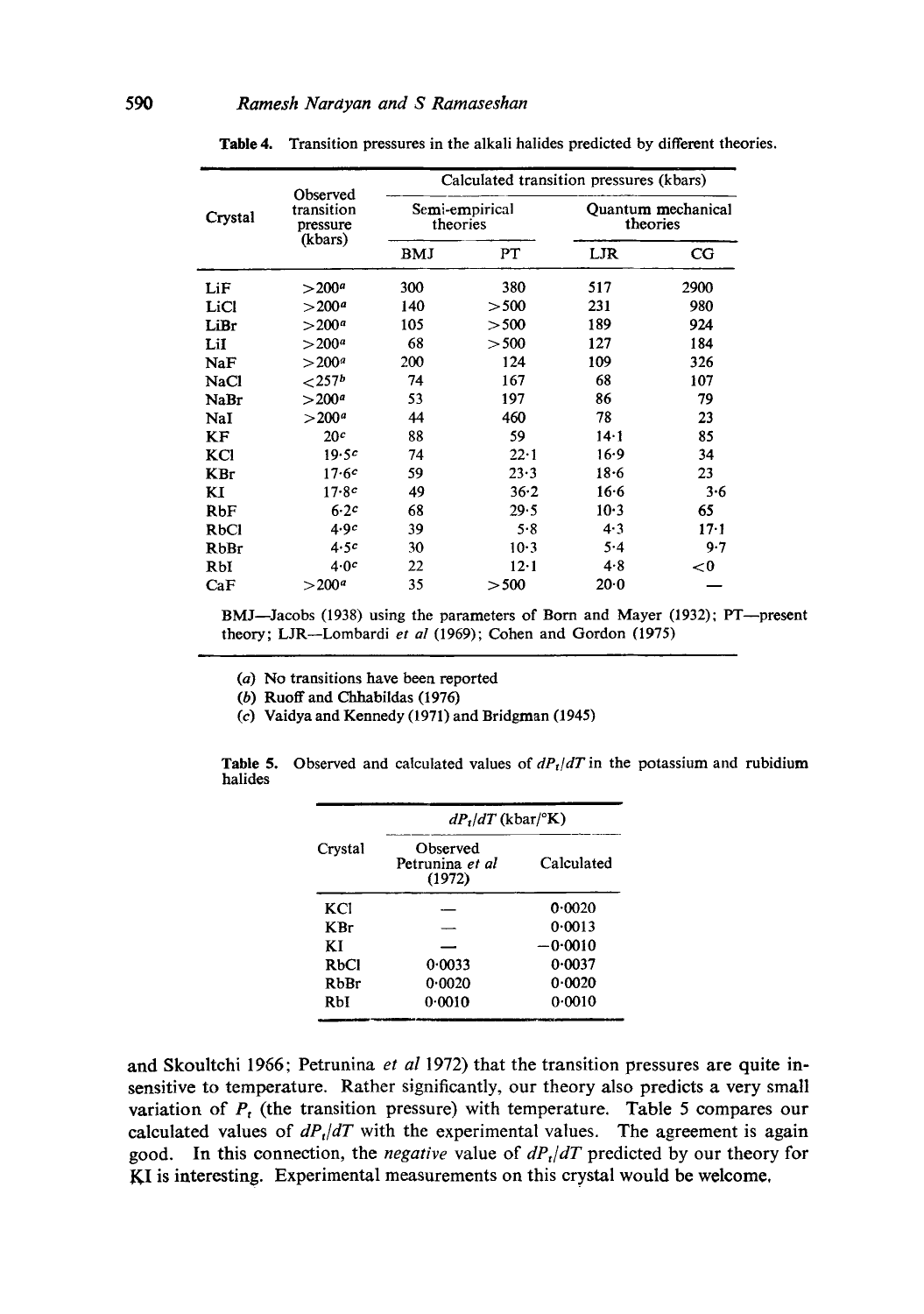**Table 4.** Transition pressures in the alkali halides predicted by different theories.

| Crystal | Observed transition pressure (kbars) | Calculated transition pressures (kbars) | | | |
|---|---|---|---|---|---|
| | | Semi-empirical theories | | Quantum mechanical theories | |
| | | BMJ | PT | LJR | CG |
| LiF | >200[a] | 300 | 380 | 517 | 2900 |
| LiCl | >200[a] | 140 | >500 | 231 | 980 |
| LiBr | >200[a] | 105 | >500 | 189 | 924 |
| LiI | >200[a] | 68 | >500 | 127 | 184 |
| NaF | >200[a] | 200 | 124 | 109 | 326 |
| NaCl | <257[b] | 74 | 167 | 68 | 107 |
| NaBr | >200[a] | 53 | 197 | 86 | 79 |
| NaI | >200[a] | 44 | 460 | 78 | 23 |
| KF | 20[c] | 88 | 59 | 14·1 | 85 |
| KCl | 19·5[c] | 74 | 22·1 | 16·9 | 34 |
| KBr | 17·6[c] | 59 | 23·3 | 18·6 | 23 |
| KI | 17·8[c] | 49 | 36·2 | 16·6 | 3·6 |
| RbF | 6·2[c] | 68 | 29·5 | 10·3 | 65 |
| RbCl | 4·9[c] | 39 | 5·8 | 4·3 | 17·1 |
| RbBr | 4·5[c] | 30 | 10·3 | 5·4 | 9·7 |
| RbI | 4·0[c] | 22 | 12·1 | 4·8 | <0 |
| CaF | >200[a] | 35 | >500 | 20·0 | — |

BMJ—Jacobs (1938) using the parameters of Born and Mayer (1932); PT—present theory; LJR—Lombardi *et al* (1969); Cohen and Gordon (1975)

(*a*) No transitions have been reported
(*b*) Ruoff and Chhabildas (1976)
(*c*) Vaidya and Kennedy (1971) and Bridgman (1945)

**Table 5.** Observed and calculated values of $dP_t/dT$ in the potassium and rubidium halides

| Crystal | $dP_t/dT$ (kbar/°K) | |
|---|---|---|
| | Observed Petrunina *et al* (1972) | Calculated |
| KCl | — | 0·0020 |
| KBr | — | 0·0013 |
| KI | — | −0·0010 |
| RbCl | 0·0033 | 0·0037 |
| RbBr | 0·0020 | 0·0020 |
| RbI | 0·0010 | 0·0010 |

and Skoultchi 1966; Petrunina *et al* 1972) that the transition pressures are quite insensitive to temperature. Rather significantly, our theory also predicts a very small variation of $P_t$ (the transition pressure) with temperature. Table 5 compares our calculated values of $dP_t/dT$ with the experimental values. The agreement is again good. In this connection, the *negative* value of $dP_t/dT$ predicted by our theory for KI is interesting. Experimental measurements on this crystal would be welcome.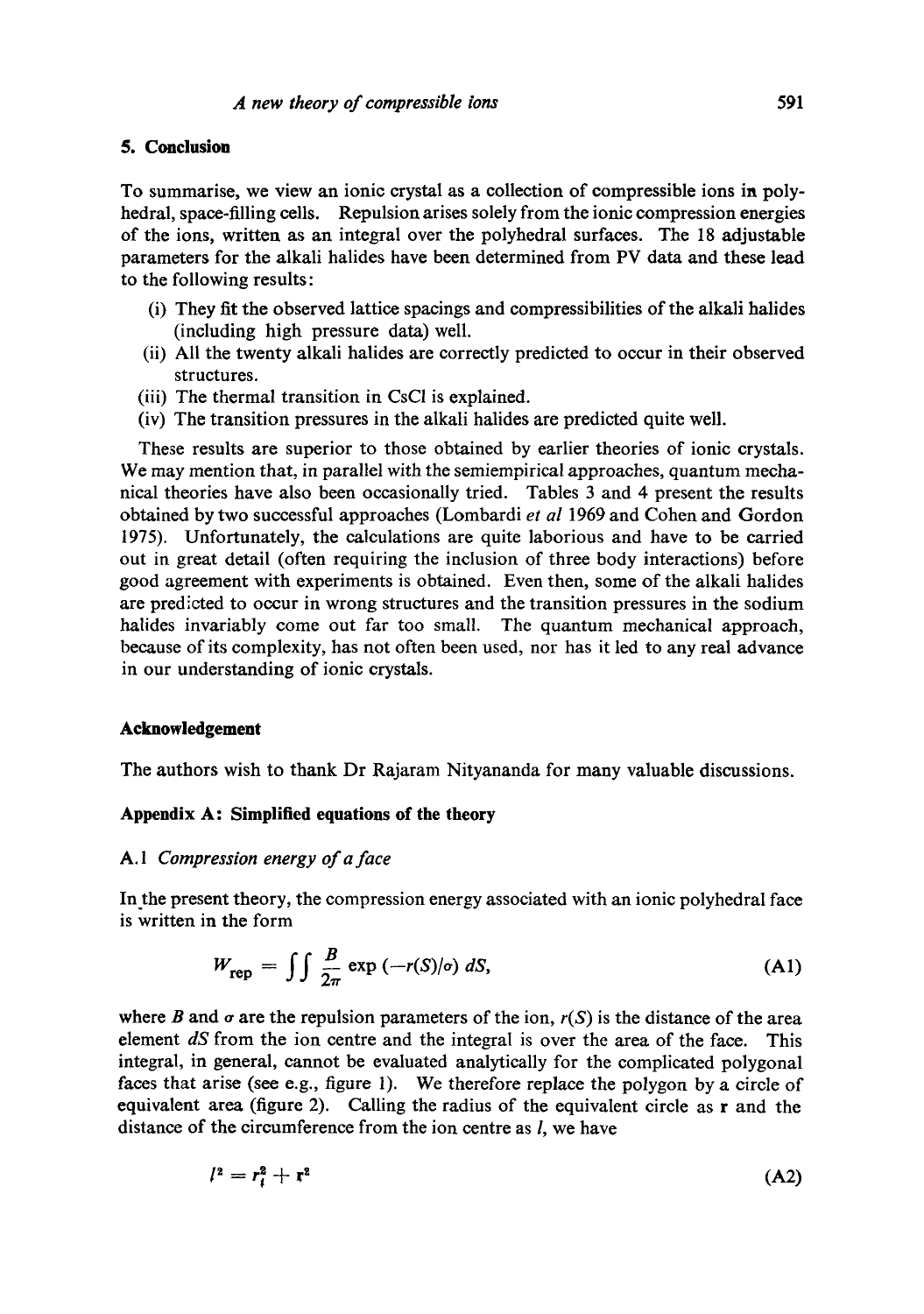## 5. Conclusion

To summarise, we view an ionic crystal as a collection of compressible ions in polyhedral, space-filling cells. Repulsion arises solely from the ionic compression energies of the ions, written as an integral over the polyhedral surfaces. The 18 adjustable parameters for the alkali halides have been determined from PV data and these lead to the following results:

(i) They fit the observed lattice spacings and compressibilities of the alkali halides (including high pressure data) well.
(ii) All the twenty alkali halides are correctly predicted to occur in their observed structures.
(iii) The thermal transition in CsCl is explained.
(iv) The transition pressures in the alkali halides are predicted quite well.

These results are superior to those obtained by earlier theories of ionic crystals. We may mention that, in parallel with the semiempirical approaches, quantum mechanical theories have also been occasionally tried. Tables 3 and 4 present the results obtained by two successful approaches (Lombardi *et al* 1969 and Cohen and Gordon 1975). Unfortunately, the calculations are quite laborious and have to be carried out in great detail (often requiring the inclusion of three body interactions) before good agreement with experiments is obtained. Even then, some of the alkali halides are predicted to occur in wrong structures and the transition pressures in the sodium halides invariably come out far too small. The quantum mechanical approach, because of its complexity, has not often been used, nor has it led to any real advance in our understanding of ionic crystals.

## Acknowledgement

The authors wish to thank Dr Rajaram Nityananda for many valuable discussions.

## Appendix A: Simplified equations of the theory

### A.1 *Compression energy of a face*

In the present theory, the compression energy associated with an ionic polyhedral face is written in the form

$$W_{\text{rep}} = \iint \frac{B}{2\pi} \exp\left(-r(S)/\sigma\right) dS, \tag{A1}$$

where $B$ and $\sigma$ are the repulsion parameters of the ion, $r(S)$ is the distance of the area element $dS$ from the ion centre and the integral is over the area of the face. This integral, in general, cannot be evaluated analytically for the complicated polygonal faces that arise (see e.g., figure 1). We therefore replace the polygon by a circle of equivalent area (figure 2). Calling the radius of the equivalent circle as $\mathbf{r}$ and the distance of the circumference from the ion centre as $l$, we have

$$l^2 = r_i^2 + \mathbf{r}^2 \tag{A2}$$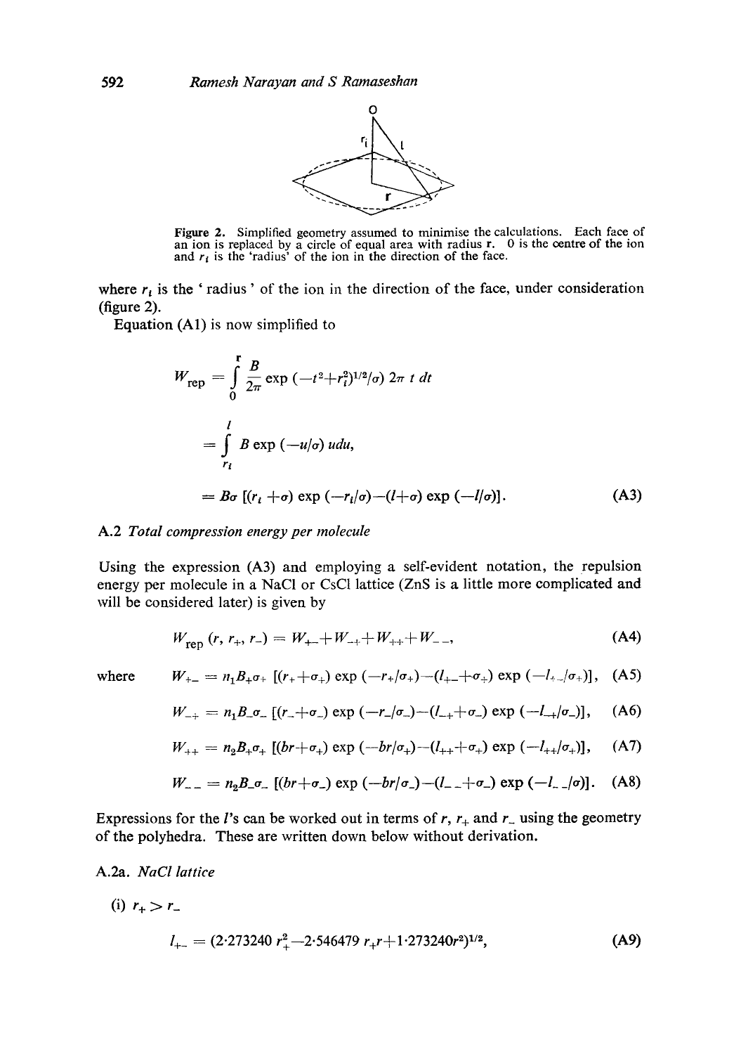Figure 2. Simplified geometry assumed to minimise the calculations. Each face of an ion is replaced by a circle of equal area with radius r. O is the centre of the ion and $r_i$ is the 'radius' of the ion in the direction of the face.

where $r_i$ is the 'radius' of the ion in the direction of the face, under consideration (figure 2).

Equation (A1) is now simplified to

$$W_{\text{rep}} = \int_0^r \frac{B}{2\pi} \exp\left(-(t^2+r_i^2)^{1/2}/\sigma\right) 2\pi\, t\, dt$$

$$= \int_{r_i}^{l} B \exp(-u/\sigma)\, u\, du,$$

$$= B\sigma\left[(r_i+\sigma)\exp(-r_i/\sigma)-(l+\sigma)\exp(-l/\sigma)\right]. \tag{A3}$$

### A.2 *Total compression energy per molecule*

Using the expression (A3) and employing a self-evident notation, the repulsion energy per molecule in a NaCl or CsCl lattice (ZnS is a little more complicated and will be considered later) is given by

$$W_{\text{rep}}(r, r_+, r_-) = W_{+-}+W_{-+}+W_{++}+W_{--}, \tag{A4}$$

where

$$W_{+-} = n_1 B_+\sigma_+\left[(r_++\sigma_+)\exp(-r_+/\sigma_+)-(l_{+-}+\sigma_+)\exp(-l_{+-}/\sigma_+)\right], \tag{A5}$$

$$W_{-+} = n_1 B_-\sigma_-\left[(r_-+\sigma_-)\exp(-r_-/\sigma_-)-(l_{-+}+\sigma_-)\exp(-l_{-+}/\sigma_-)\right], \tag{A6}$$

$$W_{++} = n_2 B_+\sigma_+\left[(br+\sigma_+)\exp(-br/\sigma_+)-(l_{++}+\sigma_+)\exp(-l_{++}/\sigma_+)\right], \tag{A7}$$

$$W_{--} = n_2 B_-\sigma_-\left[(br+\sigma_-)\exp(-br/\sigma_-)-(l_{--}+\sigma_-)\exp(-l_{--}/\sigma)\right]. \tag{A8}$$

Expressions for the $l$'s can be worked out in terms of $r$, $r_+$ and $r_-$ using the geometry of the polyhedra. These are written down below without derivation.

#### A.2a. *NaCl lattice*

(i) $r_+ > r_-$

$$l_{+-} = (2{\cdot}273240\, r_+^2 - 2{\cdot}546479\, r_+ r + 1{\cdot}273240 r^2)^{1/2}, \tag{A9}$$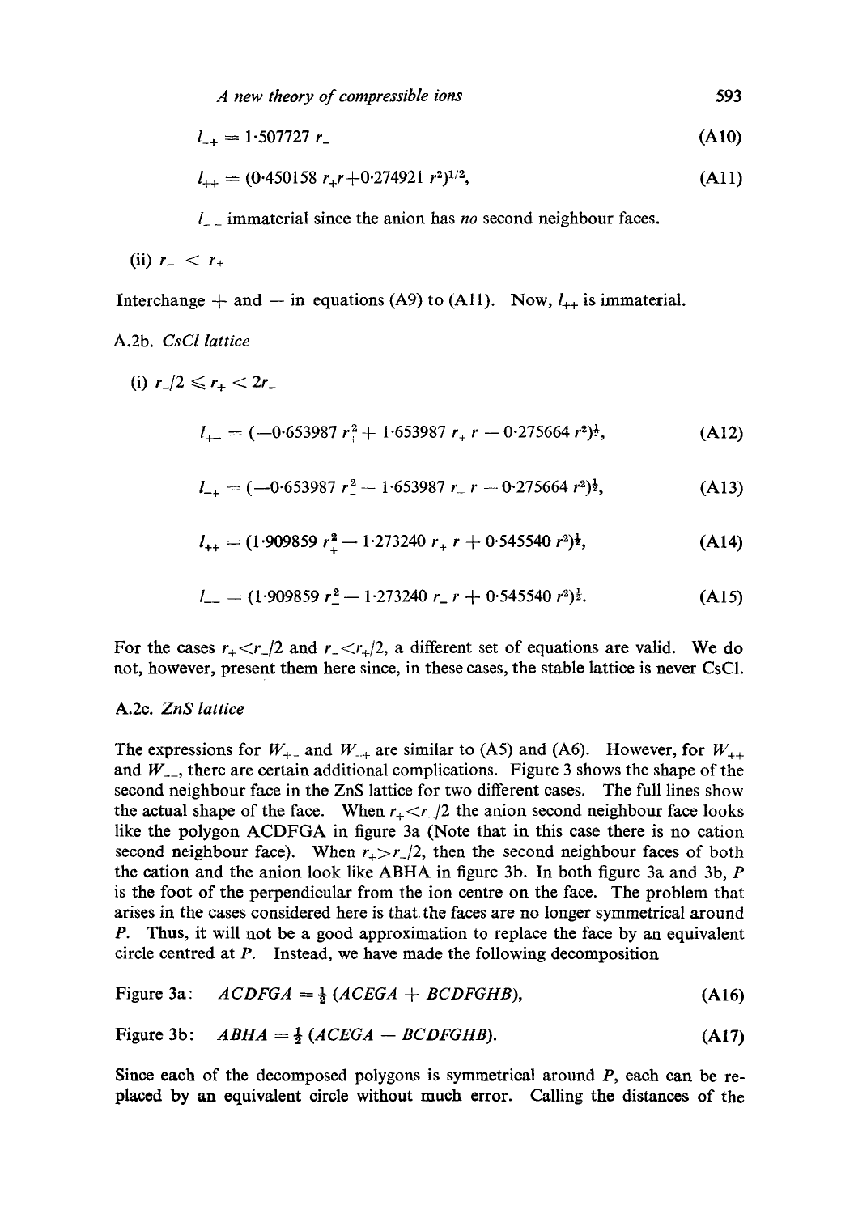$$l_{-+} = 1{\cdot}507727\ r_- \tag{A10}$$

$$l_{++} = (0{\cdot}450158\ r_+ r + 0{\cdot}274921\ r^2)^{1/2}, \tag{A11}$$

$l_{--}$ immaterial since the anion has *no* second neighbour faces.

(ii) $r_- < r_+$

Interchange + and − in equations (A9) to (A11). Now, $l_{++}$ is immaterial.

A.2b. *CsCl lattice*

(i) $r_-/2 \leqslant r_+ < 2r_-$

$$l_{+-} = (-0{\cdot}653987\ r_+^2 + 1{\cdot}653987\ r_+ r - 0{\cdot}275664\ r^2)^{\frac{1}{2}}, \tag{A12}$$

$$l_{-+} = (-0{\cdot}653987\ r_-^2 + 1{\cdot}653987\ r_- r - 0{\cdot}275664\ r^2)^{\frac{1}{2}}, \tag{A13}$$

$$l_{++} = (1{\cdot}909859\ r_+^2 - 1{\cdot}273240\ r_+ r + 0{\cdot}545540\ r^2)^{\frac{1}{2}}, \tag{A14}$$

$$l_{--} = (1{\cdot}909859\ r_-^2 - 1{\cdot}273240\ r_- r + 0{\cdot}545540\ r^2)^{\frac{1}{2}}. \tag{A15}$$

For the cases $r_+ < r_-/2$ and $r_- < r_+/2$, a different set of equations are valid. We do not, however, present them here since, in these cases, the stable lattice is never CsCl.

A.2c. *ZnS lattice*

The expressions for $W_{+-}$ and $W_{-+}$ are similar to (A5) and (A6). However, for $W_{++}$ and $W_{--}$, there are certain additional complications. Figure 3 shows the shape of the second neighbour face in the ZnS lattice for two different cases. The full lines show the actual shape of the face. When $r_+ < r_-/2$ the anion second neighbour face looks like the polygon ACDFGA in figure 3a (Note that in this case there is no cation second neighbour face). When $r_+ > r_-/2$, then the second neighbour faces of both the cation and the anion look like ABHA in figure 3b. In both figure 3a and 3b, $P$ is the foot of the perpendicular from the ion centre on the face. The problem that arises in the cases considered here is that the faces are no longer symmetrical around $P$. Thus, it will not be a good approximation to replace the face by an equivalent circle centred at $P$. Instead, we have made the following decomposition

$$\text{Figure 3a:} \quad ACDFGA = \tfrac{1}{2}\,(ACEGA + BCDFGHB), \tag{A16}$$

$$\text{Figure 3b:} \quad ABHA = \tfrac{1}{2}\,(ACEGA - BCDFGHB). \tag{A17}$$

Since each of the decomposed polygons is symmetrical around $P$, each can be replaced by an equivalent circle without much error. Calling the distances of the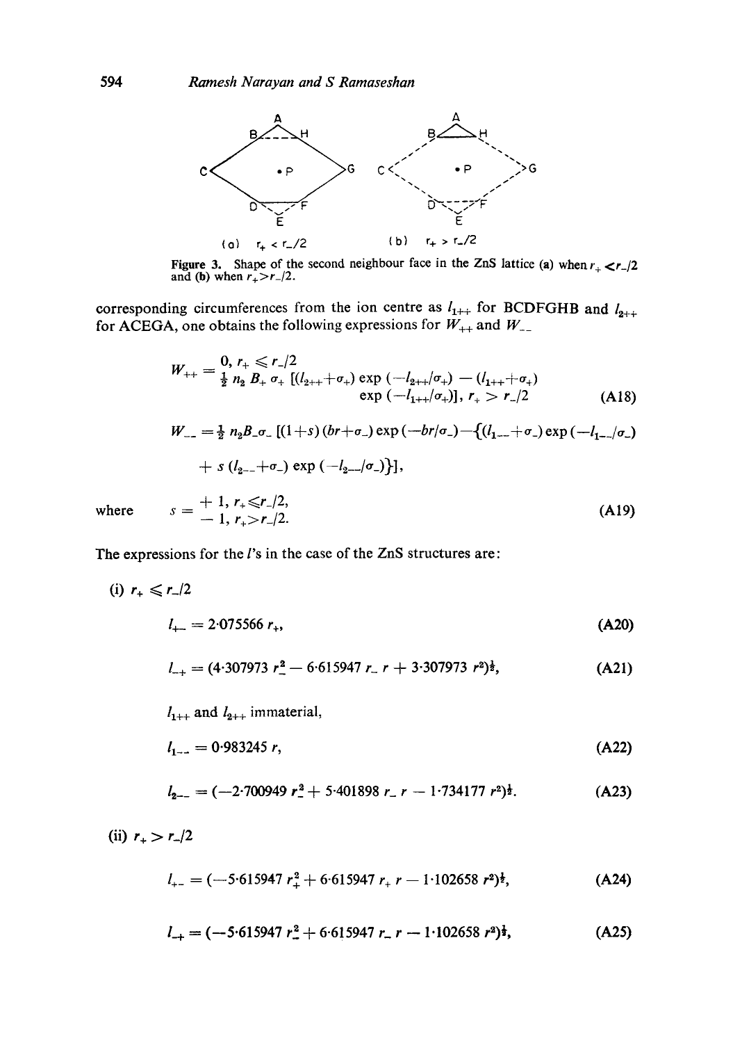Figure 3. Shape of the second neighbour face in the ZnS lattice (a) when $r_+ < r_-/2$ and (b) when $r_+ > r_-/2$.

corresponding circumferences from the ion centre as $l_{1++}$ for BCDFGHB and $l_{2++}$ for ACEGA, one obtains the following expressions for $W_{++}$ and $W_{--}$

$$W_{++} = \begin{array}{l} 0, \; r_+ \leqslant r_-/2 \\ \frac{1}{2}\, n_2\, B_+\, \sigma_+\, [(l_{2++}+\sigma_+) \exp(-l_{2++}/\sigma_+) - (l_{1++}+\sigma_+) \\ \qquad\qquad \exp(-l_{1++}/\sigma_+)], \; r_+ > r_-/2 \end{array} \tag{A18}$$

$$W_{--} = \tfrac{1}{2}\, n_2 B_- \sigma_- \, [(1+s)(br+\sigma_-)\exp(-br/\sigma_-) - \{(l_{1--}+\sigma_-)\exp(-l_{1--}/\sigma_-)$$

$$+ s\,(l_{2--}+\sigma_-)\exp(-l_{2--}/\sigma_-)\}],$$

where $$s = \begin{array}{l} +1, \; r_+ \leqslant r_-/2, \\ -1, \; r_+ > r_-/2. \end{array} \tag{A19}$$

The expressions for the $l$'s in the case of the ZnS structures are:

(i) $r_+ \leqslant r_-/2$

$$l_{+-} = 2{\cdot}075566\, r_+, \tag{A20}$$

$$l_{-+} = (4{\cdot}307973\, r_-^2 - 6{\cdot}615947\, r_-\, r + 3{\cdot}307973\, r^2)^{\frac{1}{2}}, \tag{A21}$$

$l_{1++}$ and $l_{2++}$ immaterial,

$$l_{1--} = 0{\cdot}983245\, r, \tag{A22}$$

$$l_{2--} = (-2{\cdot}700949\, r_-^2 + 5{\cdot}401898\, r_-\, r - 1{\cdot}734177\, r^2)^{\frac{1}{2}}. \tag{A23}$$

(ii) $r_+ > r_-/2$

$$l_{+-} = (-5{\cdot}615947\, r_+^2 + 6{\cdot}615947\, r_+\, r - 1{\cdot}102658\, r^2)^{\frac{1}{2}}, \tag{A24}$$

$$l_{-+} = (-5{\cdot}615947\, r_-^2 + 6{\cdot}615947\, r_-\, r - 1{\cdot}102658\, r^2)^{\frac{1}{2}}, \tag{A25}$$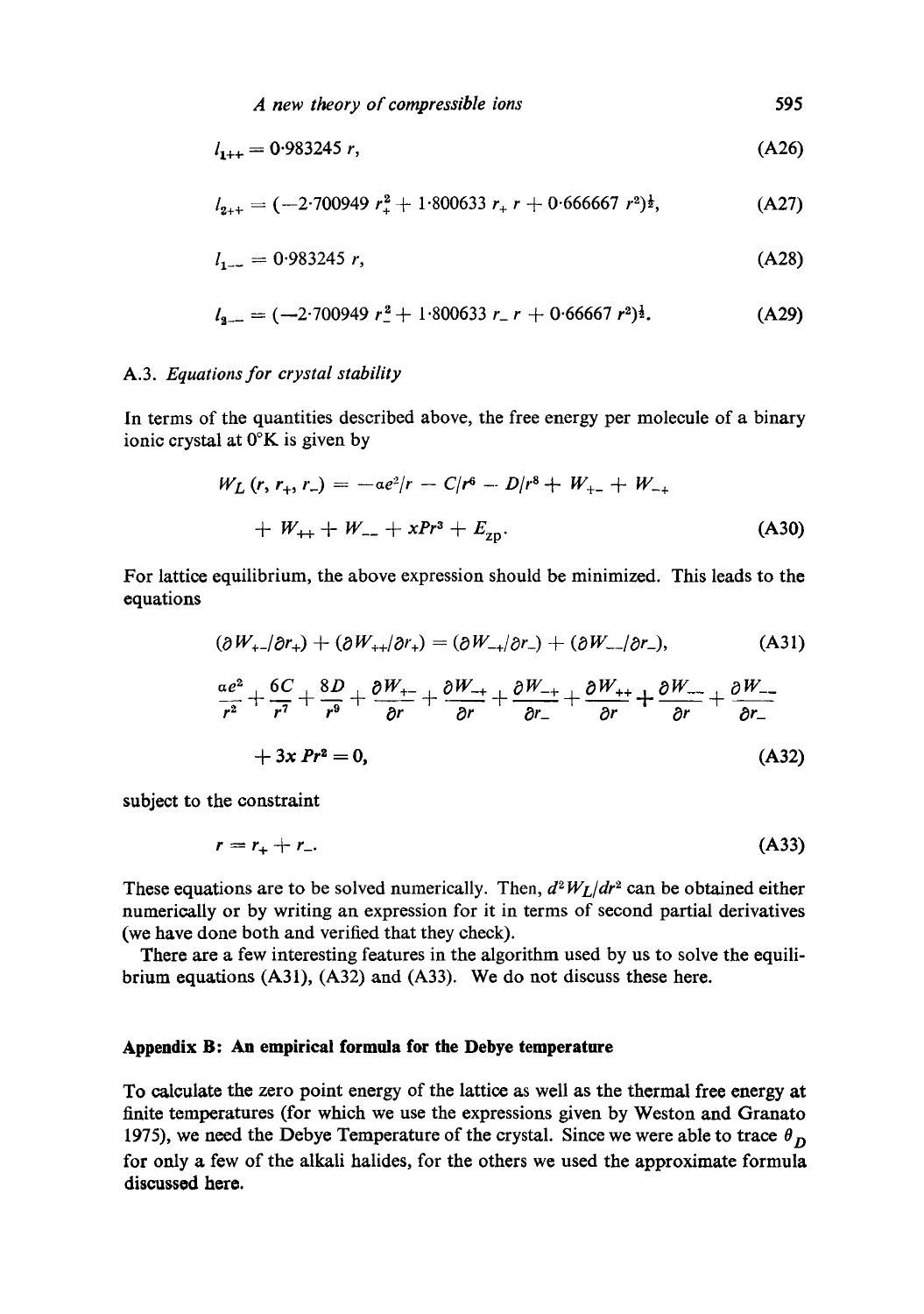$$l_{1++} = 0{\cdot}983245\ r, \tag{A26}$$

$$l_{2++} = (-2{\cdot}700949\ r_+^2 + 1{\cdot}800633\ r_+\, r + 0{\cdot}666667\ r^2)^{\frac{1}{2}}, \tag{A27}$$

$$l_{1--} = 0{\cdot}983245\ r, \tag{A28}$$

$$l_{2--} = (-2{\cdot}700949\ r_-^2 + 1{\cdot}800633\ r_-\, r + 0{\cdot}66667\ r^2)^{\frac{1}{2}}. \tag{A29}$$

### A.3. *Equations for crystal stability*

In terms of the quantities described above, the free energy per molecule of a binary ionic crystal at 0°K is given by

$$W_L\,(r, r_+, r_-) = -\alpha e^2/r - C/r^6 - D/r^8 + W_{+-} + W_{-+}$$
$$+ W_{++} + W_{--} + xPr^3 + E_{zp}. \tag{A30}$$

For lattice equilibrium, the above expression should be minimized. This leads to the equations

$$(\partial W_{+-}/\partial r_+) + (\partial W_{++}/\partial r_+) = (\partial W_{-+}/\partial r_-) + (\partial W_{--}/\partial r_-), \tag{A31}$$

$$\frac{\alpha e^2}{r^2} + \frac{6C}{r^7} + \frac{8D}{r^9} + \frac{\partial W_{+-}}{\partial r} + \frac{\partial W_{-+}}{\partial r} + \frac{\partial W_{-+}}{\partial r_-} + \frac{\partial W_{++}}{\partial r} + \frac{\partial W_{--}}{\partial r} + \frac{\partial W_{--}}{\partial r_-}$$
$$+ 3x\,Pr^2 = 0, \tag{A32}$$

subject to the constraint

$$r = r_+ + r_-. \tag{A33}$$

These equations are to be solved numerically. Then, $d^2W_L/dr^2$ can be obtained either numerically or by writing an expression for it in terms of second partial derivatives (we have done both and verified that they check).

There are a few interesting features in the algorithm used by us to solve the equilibrium equations (A31), (A32) and (A33). We do not discuss these here.

## Appendix B: An empirical formula for the Debye temperature

To calculate the zero point energy of the lattice as well as the thermal free energy at finite temperatures (for which we use the expressions given by Weston and Granato 1975), we need the Debye Temperature of the crystal. Since we were able to trace $\theta_D$ for only a few of the alkali halides, for the others we used the approximate formula discussed here.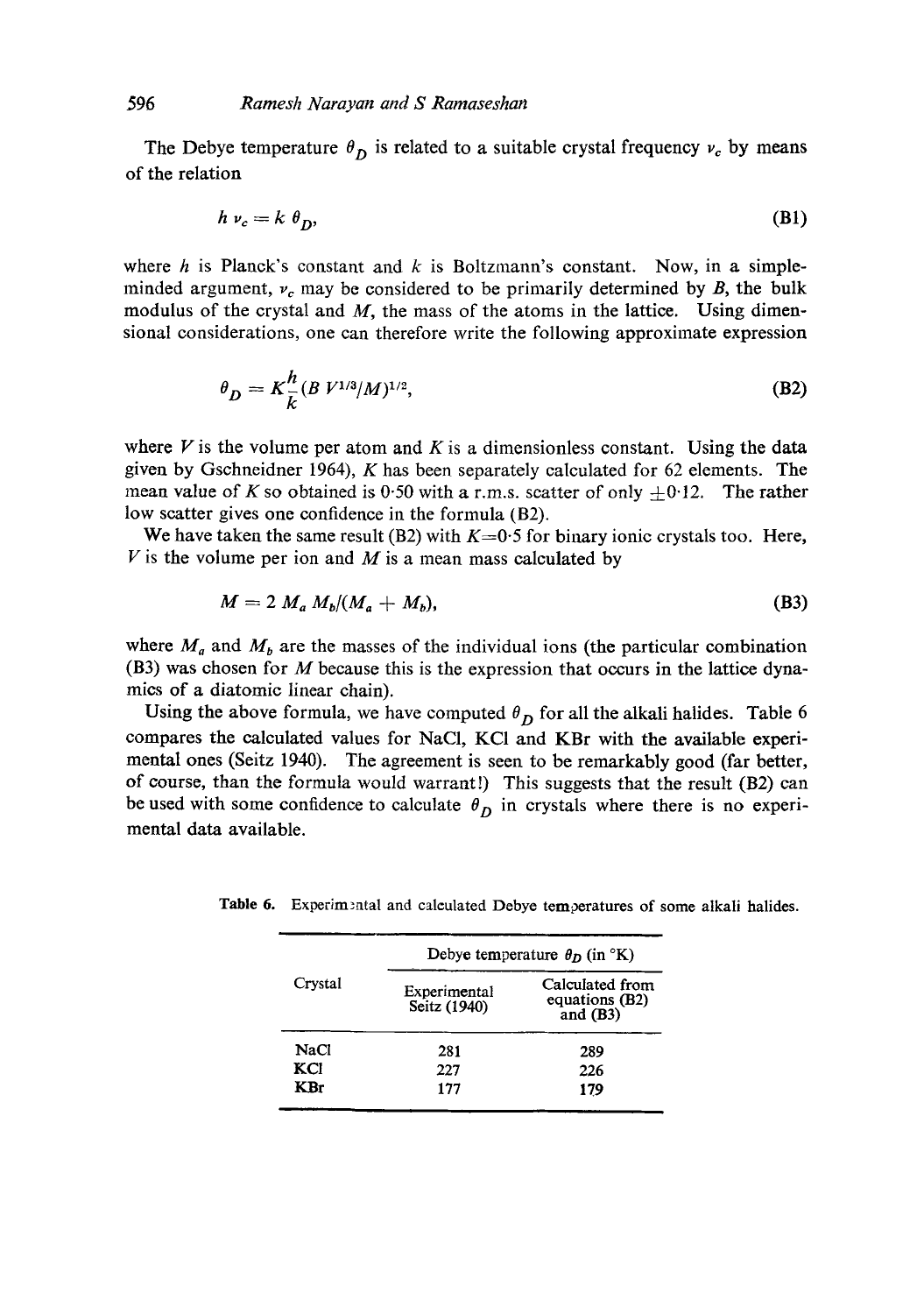The Debye temperature $\theta_D$ is related to a suitable crystal frequency $\nu_c$ by means of the relation

$$h \nu_c = k \theta_D, \tag{B1}$$

where $h$ is Planck's constant and $k$ is Boltzmann's constant. Now, in a simple-minded argument, $\nu_c$ may be considered to be primarily determined by $B$, the bulk modulus of the crystal and $M$, the mass of the atoms in the lattice. Using dimensional considerations, one can therefore write the following approximate expression

$$\theta_D = K \frac{h}{k} (B \, V^{1/3}/M)^{1/2}, \tag{B2}$$

where $V$ is the volume per atom and $K$ is a dimensionless constant. Using the data given by Gschneidner 1964), $K$ has been separately calculated for 62 elements. The mean value of $K$ so obtained is 0·50 with a r.m.s. scatter of only $\pm 0{\cdot}12$. The rather low scatter gives one confidence in the formula (B2).

We have taken the same result (B2) with $K=0{\cdot}5$ for binary ionic crystals too. Here, $V$ is the volume per ion and $M$ is a mean mass calculated by

$$M = 2\, M_a \, M_b/(M_a + M_b), \tag{B3}$$

where $M_a$ and $M_b$ are the masses of the individual ions (the particular combination (B3) was chosen for $M$ because this is the expression that occurs in the lattice dynamics of a diatomic linear chain).

Using the above formula, we have computed $\theta_D$ for all the alkali halides. Table 6 compares the calculated values for NaCl, KCl and KBr with the available experimental ones (Seitz 1940). The agreement is seen to be remarkably good (far better, of course, than the formula would warrant!) This suggests that the result (B2) can be used with some confidence to calculate $\theta_D$ in crystals where there is no experimental data available.

**Table 6.** Experimental and calculated Debye temperatures of some alkali halides.

| Crystal | Debye temperature $\theta_D$ (in °K) | |
|---|---|---|
| | Experimental Seitz (1940) | Calculated from equations (B2) and (B3) |
| NaCl | 281 | 289 |
| KCl | 227 | 226 |
| KBr | 177 | 179 |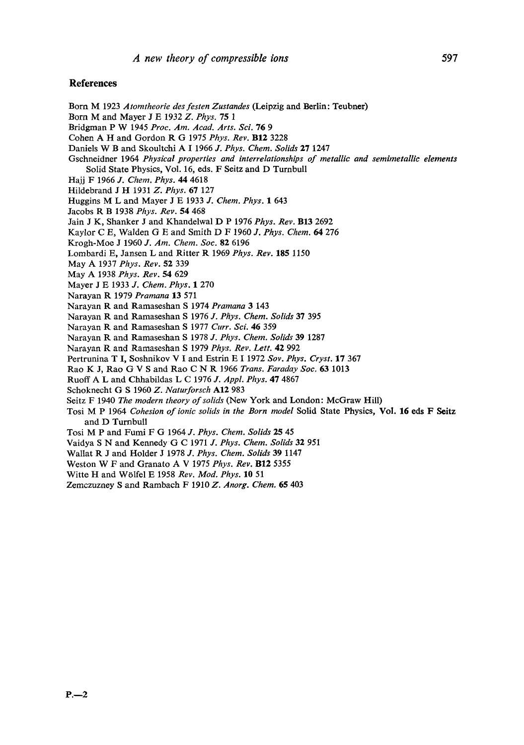## References

Born M 1923 *Atomtheorie des festen Zustandes* (Leipzig and Berlin: Teubner)
Born M and Mayer J E 1932 *Z. Phys.* **75** 1
Bridgman P W 1945 *Proc. Am. Acad. Arts. Sci.* **76** 9
Cohen A H and Gordon R G 1975 *Phys. Rev.* **B12** 3228
Daniels W B and Skoultchi A I 1966 *J. Phys. Chem. Solids* **27** 1247
Gschneidner 1964 *Physical properties and interrelationships of metallic and semimetallic elements* Solid State Physics, Vol. 16, eds. F Seitz and D Turnbull
Hajj F 1966 *J. Chem. Phys.* **44** 4618
Hildebrand J H 1931 *Z. Phys.* **67** 127
Huggins M L and Mayer J E 1933 *J. Chem. Phys.* **1** 643
Jacobs R B 1938 *Phys. Rev.* **54** 468
Jain J K, Shanker J and Khandelwal D P 1976 *Phys. Rev.* **B13** 2692
Kaylor C E, Walden G E and Smith D F 1960 *J. Phys. Chem.* **64** 276
Krogh-Moe J 1960 *J. Am. Chem. Soc.* **82** 6196
Lombardi E, Jansen L and Ritter R 1969 *Phys. Rev.* **185** 1150
May A 1937 *Phys. Rev.* **52** 339
May A 1938 *Phys. Rev.* **54** 629
Mayer J E 1933 *J. Chem. Phys.* **1** 270
Narayan R 1979 *Pramana* **13** 571
Narayan R and Ramaseshan S 1974 *Pramana* **3** 143
Narayan R and Ramaseshan S 1976 *J. Phys. Chem. Solids* **37** 395
Narayan R and Ramaseshan S 1977 *Curr. Sci.* **46** 359
Narayan R and Ramaseshan S 1978 *J. Phys. Chem. Solids* **39** 1287
Narayan R and Ramaseshan S 1979 *Phys. Rev. Lett.* **42** 992
Pertrunina T I, Soshnikov V I and Estrin E I 1972 *Sov. Phys. Cryst.* **17** 367
Rao K J, Rao G V S and Rao C N R 1966 *Trans. Faraday Soc.* **63** 1013
Ruoff A L and Chhabildas L C 1976 *J. Appl. Phys.* **47** 4867
Schoknecht G S 1960 *Z. Naturforsch* **A12** 983
Seitz F 1940 *The modern theory of solids* (New York and London: McGraw Hill)
Tosi M P 1964 *Cohesion of ionic solids in the Born model* Solid State Physics, Vol. **16** eds F Seitz and D Turnbull
Tosi M P and Fumi F G 1964 *J. Phys. Chem. Solids* **25** 45
Vaidya S N and Kennedy G C 1971 *J. Phys. Chem. Solids* **32** 951
Wallat R J and Holder J 1978 *J. Phys. Chem. Solids* **39** 1147
Weston W F and Granato A V 1975 *Phys. Rev.* **B12** 5355
Witte H and Wölfel E 1958 *Rev. Mod. Phys.* **10** 51
Zemczuzney S and Rambach F 1910 *Z. Anorg. Chem.* **65** 403

P.—2